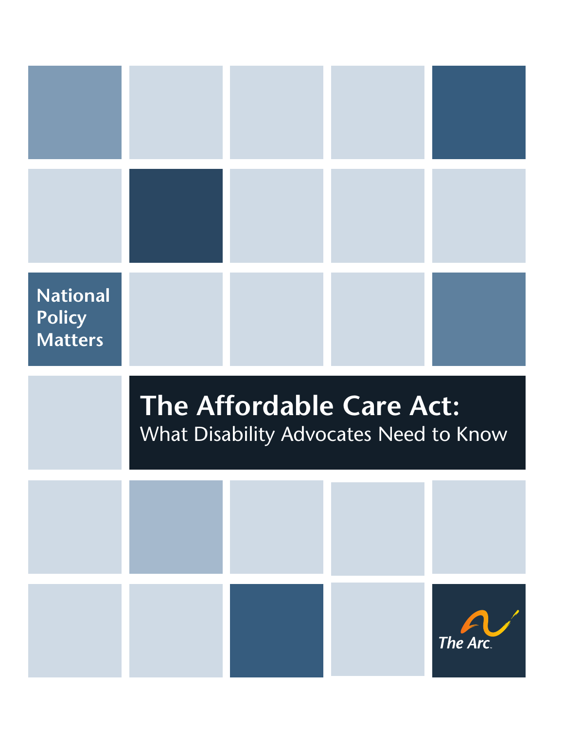National Policy Matters

# The Affordable Care Act:

## What Disability Advocates Need to Know

The Arc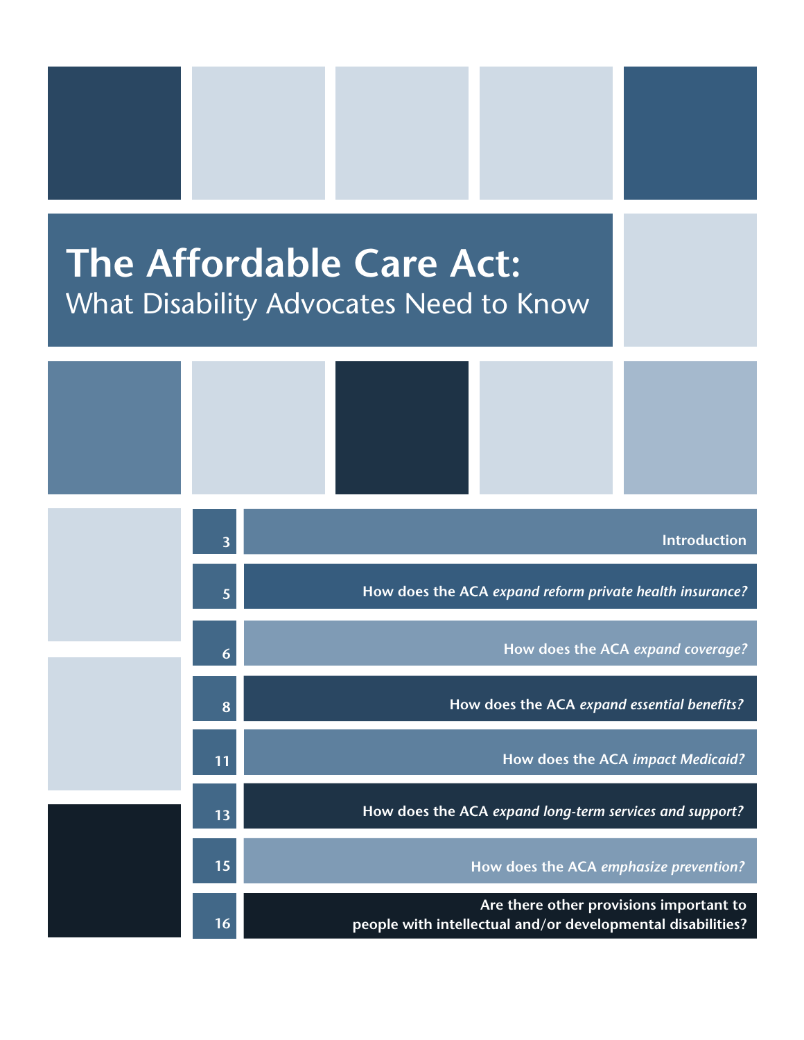# The Affordable Care Act:

## What Disability Advocates Need to Know

| Page | Section |
| --- | --- |
| 3 | Introduction |
| 5 | How does the ACA *expand reform private health insurance?* |
| 6 | How does the ACA *expand coverage?* |
| 8 | How does the ACA *expand essential benefits?* |
| 11 | How does the ACA *impact Medicaid?* |
| 13 | How does the ACA *expand long-term services and support?* |
| 15 | How does the ACA *emphasize prevention?* |
| 16 | Are there other provisions important to people with intellectual and/or developmental disabilities? |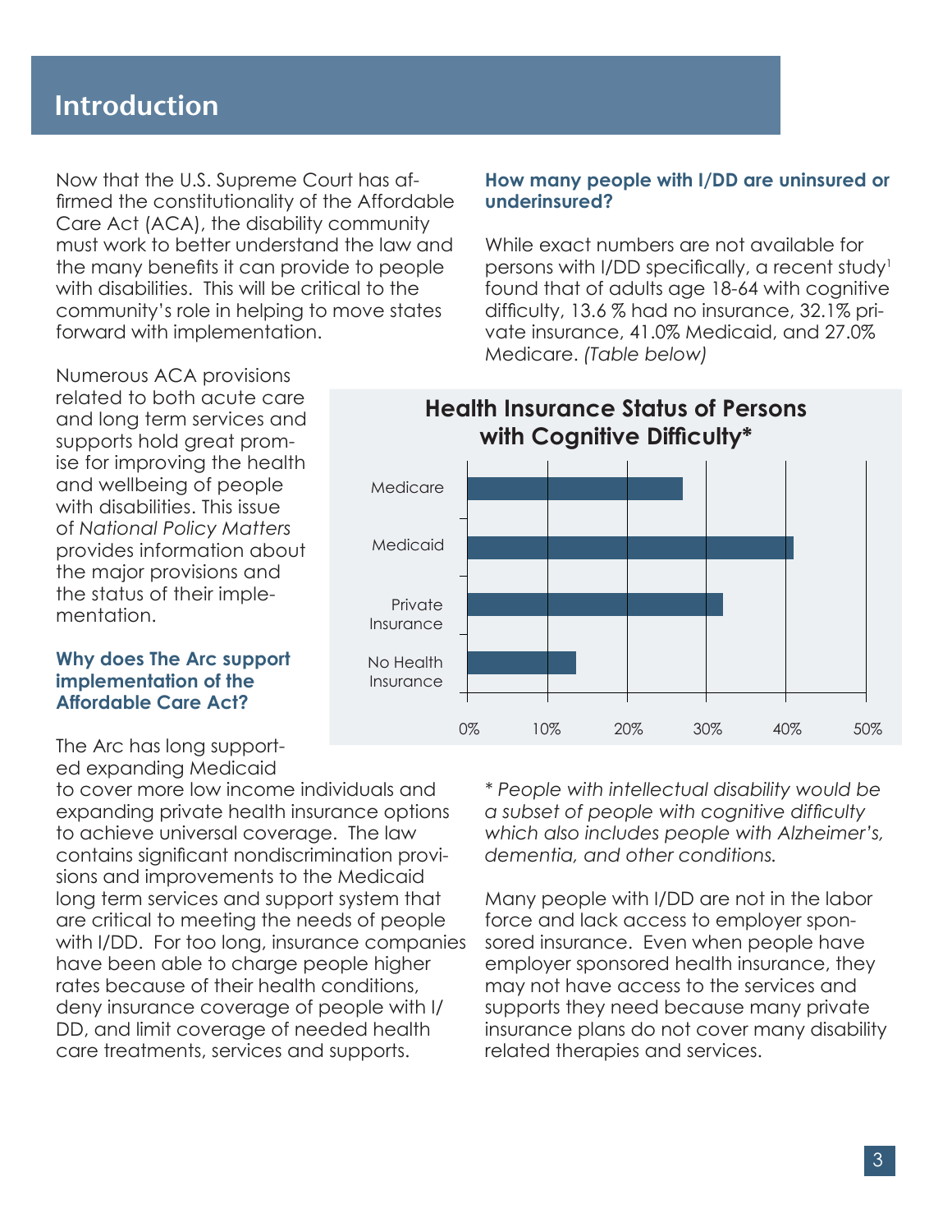# Introduction

Now that the U.S. Supreme Court has affirmed the constitutionality of the Affordable Care Act (ACA), the disability community must work to better understand the law and the many benefits it can provide to people with disabilities. This will be critical to the community's role in helping to move states forward with implementation.

Numerous ACA provisions related to both acute care and long term services and supports hold great promise for improving the health and wellbeing of people with disabilities. This issue of *National Policy Matters* provides information about the major provisions and the status of their implementation.

### Why does The Arc support implementation of the Affordable Care Act?

The Arc has long supported expanding Medicaid to cover more low income individuals and expanding private health insurance options to achieve universal coverage. The law contains significant nondiscrimination provisions and improvements to the Medicaid long term services and support system that are critical to meeting the needs of people with I/DD. For too long, insurance companies have been able to charge people higher rates because of their health conditions, deny insurance coverage of people with I/DD, and limit coverage of needed health care treatments, services and supports.

### How many people with I/DD are uninsured or underinsured?

While exact numbers are not available for persons with I/DD specifically, a recent study[1] found that of adults age 18-64 with cognitive difficulty, 13.6 % had no insurance, 32.1% private insurance, 41.0% Medicaid, and 27.0% Medicare. *(Table below)*

**Health Insurance Status of Persons with Cognitive Difficulty***

| Insurance Status | Percent |
|---|---|
| Medicare | 27.0% |
| Medicaid | 41.0% |
| Private Insurance | 32.1% |
| No Health Insurance | 13.6% |

*\* People with intellectual disability would be a subset of people with cognitive difficulty which also includes people with Alzheimer's, dementia, and other conditions.*

Many people with I/DD are not in the labor force and lack access to employer sponsored insurance. Even when people have employer sponsored health insurance, they may not have access to the services and supports they need because many private insurance plans do not cover many disability related therapies and services.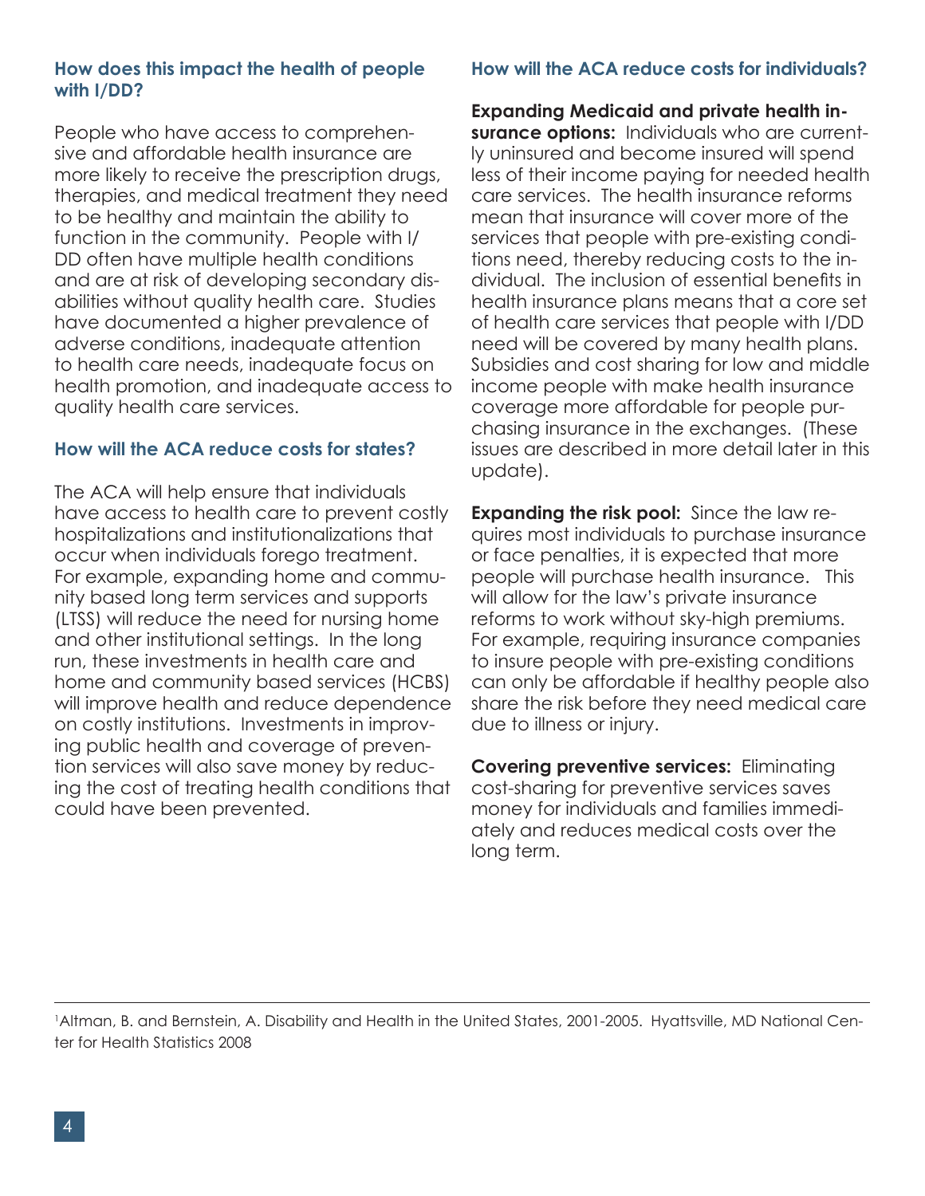### How does this impact the health of people with I/DD?

People who have access to comprehensive and affordable health insurance are more likely to receive the prescription drugs, therapies, and medical treatment they need to be healthy and maintain the ability to function in the community. People with I/DD often have multiple health conditions and are at risk of developing secondary disabilities without quality health care. Studies have documented a higher prevalence of adverse conditions, inadequate attention to health care needs, inadequate focus on health promotion, and inadequate access to quality health care services.

### How will the ACA reduce costs for states?

The ACA will help ensure that individuals have access to health care to prevent costly hospitalizations and institutionalizations that occur when individuals forego treatment. For example, expanding home and community based long term services and supports (LTSS) will reduce the need for nursing home and other institutional settings. In the long run, these investments in health care and home and community based services (HCBS) will improve health and reduce dependence on costly institutions. Investments in improving public health and coverage of prevention services will also save money by reducing the cost of treating health conditions that could have been prevented.

### How will the ACA reduce costs for individuals?

**Expanding Medicaid and private health insurance options:** Individuals who are currently uninsured and become insured will spend less of their income paying for needed health care services. The health insurance reforms mean that insurance will cover more of the services that people with pre-existing conditions need, thereby reducing costs to the individual. The inclusion of essential benefits in health insurance plans means that a core set of health care services that people with I/DD need will be covered by many health plans. Subsidies and cost sharing for low and middle income people with make health insurance coverage more affordable for people purchasing insurance in the exchanges. (These issues are described in more detail later in this update).

**Expanding the risk pool:** Since the law requires most individuals to purchase insurance or face penalties, it is expected that more people will purchase health insurance. This will allow for the law's private insurance reforms to work without sky-high premiums. For example, requiring insurance companies to insure people with pre-existing conditions can only be affordable if healthy people also share the risk before they need medical care due to illness or injury.

**Covering preventive services:** Eliminating cost-sharing for preventive services saves money for individuals and families immediately and reduces medical costs over the long term.

---

[1]Altman, B. and Bernstein, A. Disability and Health in the United States, 2001-2005. Hyattsville, MD National Center for Health Statistics 2008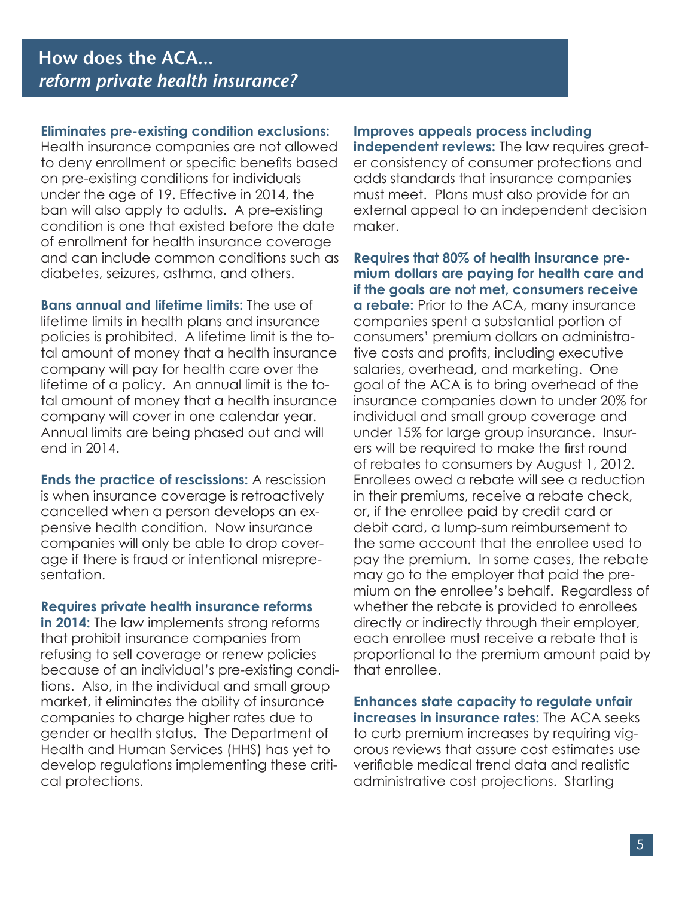## How does the ACA... *reform private health insurance?*

**Eliminates pre-existing condition exclusions:** Health insurance companies are not allowed to deny enrollment or specific benefits based on pre-existing conditions for individuals under the age of 19. Effective in 2014, the ban will also apply to adults. A pre-existing condition is one that existed before the date of enrollment for health insurance coverage and can include common conditions such as diabetes, seizures, asthma, and others.

**Bans annual and lifetime limits:** The use of lifetime limits in health plans and insurance policies is prohibited. A lifetime limit is the total amount of money that a health insurance company will pay for health care over the lifetime of a policy. An annual limit is the total amount of money that a health insurance company will cover in one calendar year. Annual limits are being phased out and will end in 2014.

**Ends the practice of rescissions:** A rescission is when insurance coverage is retroactively cancelled when a person develops an expensive health condition. Now insurance companies will only be able to drop coverage if there is fraud or intentional misrepresentation.

**Requires private health insurance reforms in 2014:** The law implements strong reforms that prohibit insurance companies from refusing to sell coverage or renew policies because of an individual's pre-existing conditions. Also, in the individual and small group market, it eliminates the ability of insurance companies to charge higher rates due to gender or health status. The Department of Health and Human Services (HHS) has yet to develop regulations implementing these critical protections.

**Improves appeals process including independent reviews:** The law requires greater consistency of consumer protections and adds standards that insurance companies must meet. Plans must also provide for an external appeal to an independent decision maker.

**Requires that 80% of health insurance premium dollars are paying for health care and if the goals are not met, consumers receive a rebate:** Prior to the ACA, many insurance companies spent a substantial portion of consumers' premium dollars on administrative costs and profits, including executive salaries, overhead, and marketing. One goal of the ACA is to bring overhead of the insurance companies down to under 20% for individual and small group coverage and under 15% for large group insurance. Insurers will be required to make the first round of rebates to consumers by August 1, 2012. Enrollees owed a rebate will see a reduction in their premiums, receive a rebate check, or, if the enrollee paid by credit card or debit card, a lump-sum reimbursement to the same account that the enrollee used to pay the premium. In some cases, the rebate may go to the employer that paid the premium on the enrollee's behalf. Regardless of whether the rebate is provided to enrollees directly or indirectly through their employer, each enrollee must receive a rebate that is proportional to the premium amount paid by that enrollee.

**Enhances state capacity to regulate unfair increases in insurance rates:** The ACA seeks to curb premium increases by requiring vigorous reviews that assure cost estimates use verifiable medical trend data and realistic administrative cost projections. Starting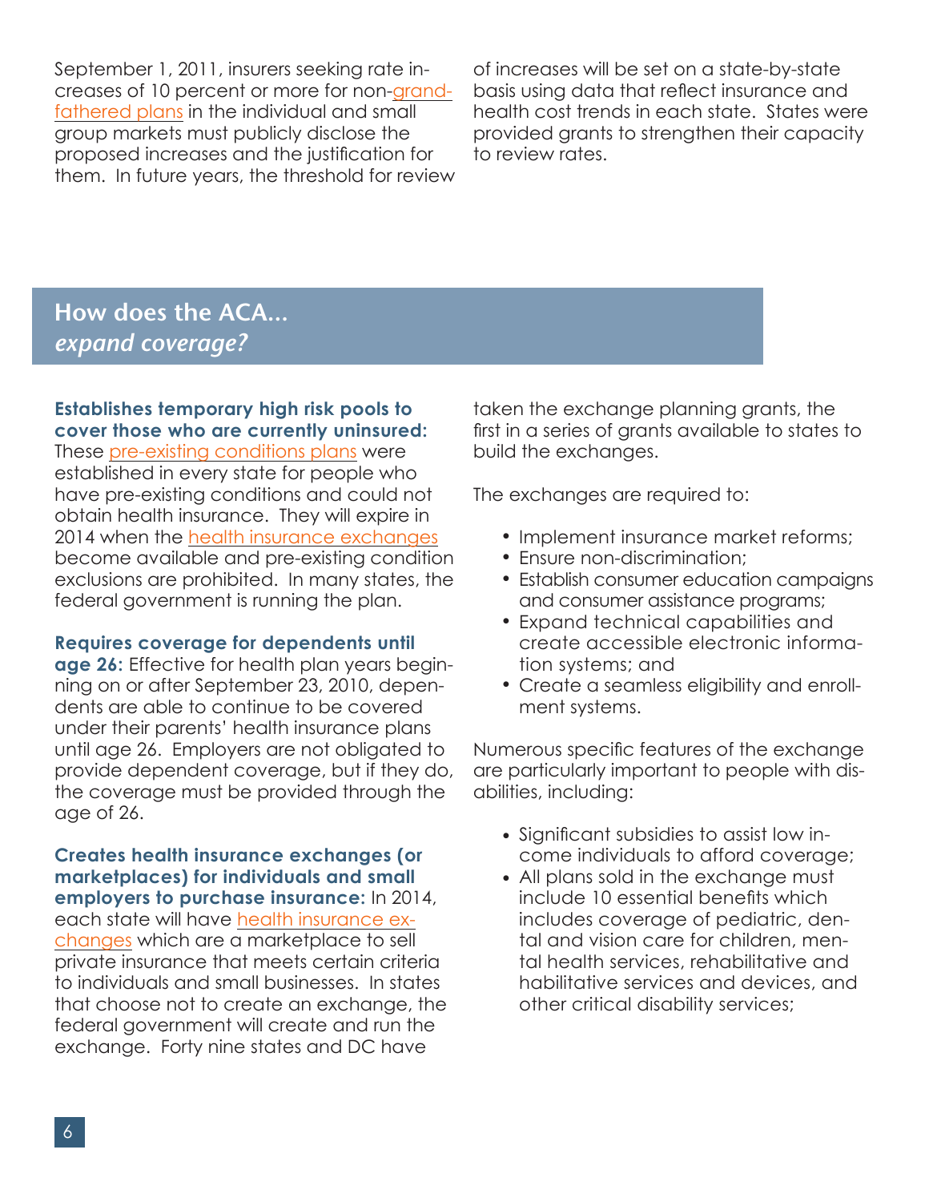September 1, 2011, insurers seeking rate increases of 10 percent or more for non-grandfathered plans in the individual and small group markets must publicly disclose the proposed increases and the justification for them. In future years, the threshold for review of increases will be set on a state-by-state basis using data that reflect insurance and health cost trends in each state. States were provided grants to strengthen their capacity to review rates.

## How does the ACA... *expand coverage?*

**Establishes temporary high risk pools to cover those who are currently uninsured:** These pre-existing conditions plans were established in every state for people who have pre-existing conditions and could not obtain health insurance. They will expire in 2014 when the health insurance exchanges become available and pre-existing condition exclusions are prohibited. In many states, the federal government is running the plan.

**Requires coverage for dependents until age 26**: Effective for health plan years beginning on or after September 23, 2010, dependents are able to continue to be covered under their parents' health insurance plans until age 26. Employers are not obligated to provide dependent coverage, but if they do, the coverage must be provided through the age of 26.

**Creates health insurance exchanges (or marketplaces) for individuals and small employers to purchase insurance:** In 2014, each state will have health insurance exchanges which are a marketplace to sell private insurance that meets certain criteria to individuals and small businesses. In states that choose not to create an exchange, the federal government will create and run the exchange. Forty nine states and DC have taken the exchange planning grants, the first in a series of grants available to states to build the exchanges.

The exchanges are required to:

- Implement insurance market reforms;
- Ensure non-discrimination;
- Establish consumer education campaigns and consumer assistance programs;
- Expand technical capabilities and create accessible electronic information systems; and
- Create a seamless eligibility and enrollment systems.

Numerous specific features of the exchange are particularly important to people with disabilities, including:

- Significant subsidies to assist low income individuals to afford coverage;
- All plans sold in the exchange must include 10 essential benefits which includes coverage of pediatric, dental and vision care for children, mental health services, rehabilitative and habilitative services and devices, and other critical disability services;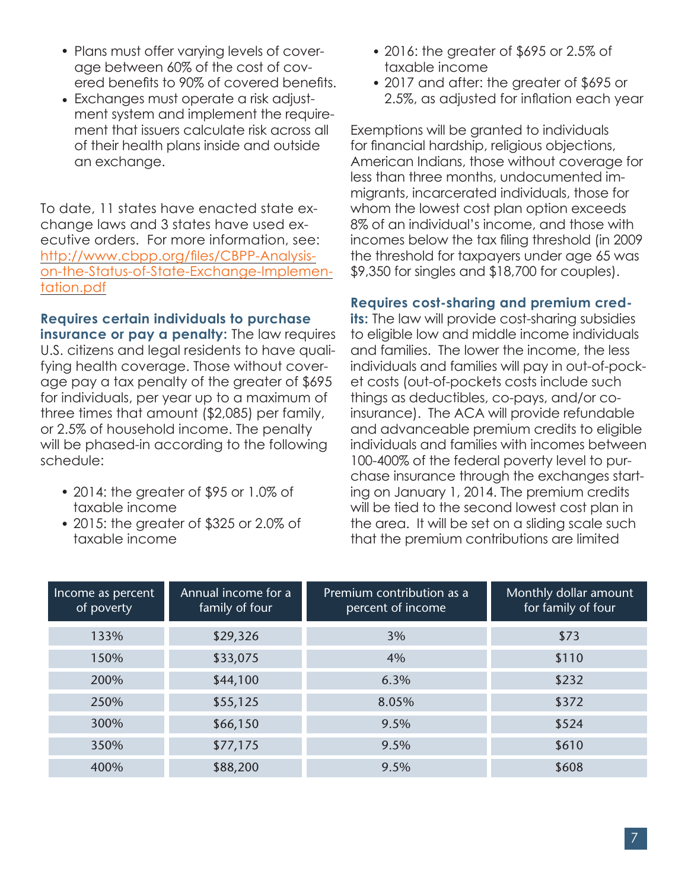- Plans must offer varying levels of coverage between 60% of the cost of covered benefits to 90% of covered benefits.
- Exchanges must operate a risk adjustment system and implement the requirement that issuers calculate risk across all of their health plans inside and outside an exchange.

To date, 11 states have enacted state exchange laws and 3 states have used executive orders. For more information, see: http://www.cbpp.org/files/CBPP-Analysis-on-the-Status-of-State-Exchange-Implementation.pdf

**Requires certain individuals to purchase insurance or pay a penalty:** The law requires U.S. citizens and legal residents to have qualifying health coverage. Those without coverage pay a tax penalty of the greater of $695 for individuals, per year up to a maximum of three times that amount ($2,085) per family, or 2.5% of household income. The penalty will be phased-in according to the following schedule:

- 2014: the greater of $95 or 1.0% of taxable income
- 2015: the greater of $325 or 2.0% of taxable income
- 2016: the greater of $695 or 2.5% of taxable income
- 2017 and after: the greater of $695 or 2.5%, as adjusted for inflation each year

Exemptions will be granted to individuals for financial hardship, religious objections, American Indians, those without coverage for less than three months, undocumented immigrants, incarcerated individuals, those for whom the lowest cost plan option exceeds 8% of an individual's income, and those with incomes below the tax filing threshold (in 2009 the threshold for taxpayers under age 65 was $9,350 for singles and $18,700 for couples).

**Requires cost-sharing and premium credits:** The law will provide cost-sharing subsidies to eligible low and middle income individuals and families. The lower the income, the less individuals and families will pay in out-of-pocket costs (out-of-pockets costs include such things as deductibles, co-pays, and/or co-insurance). The ACA will provide refundable and advanceable premium credits to eligible individuals and families with incomes between 100-400% of the federal poverty level to purchase insurance through the exchanges starting on January 1, 2014. The premium credits will be tied to the second lowest cost plan in the area. It will be set on a sliding scale such that the premium contributions are limited

| Income as percent of poverty | Annual income for a family of four | Premium contribution as a percent of income | Monthly dollar amount for family of four |
|---|---|---|---|
| 133% | $29,326 | 3% | $73 |
| 150% | $33,075 | 4% | $110 |
| 200% | $44,100 | 6.3% | $232 |
| 250% | $55,125 | 8.05% | $372 |
| 300% | $66,150 | 9.5% | $524 |
| 350% | $77,175 | 9.5% | $610 |
| 400% | $88,200 | 9.5% | $608 |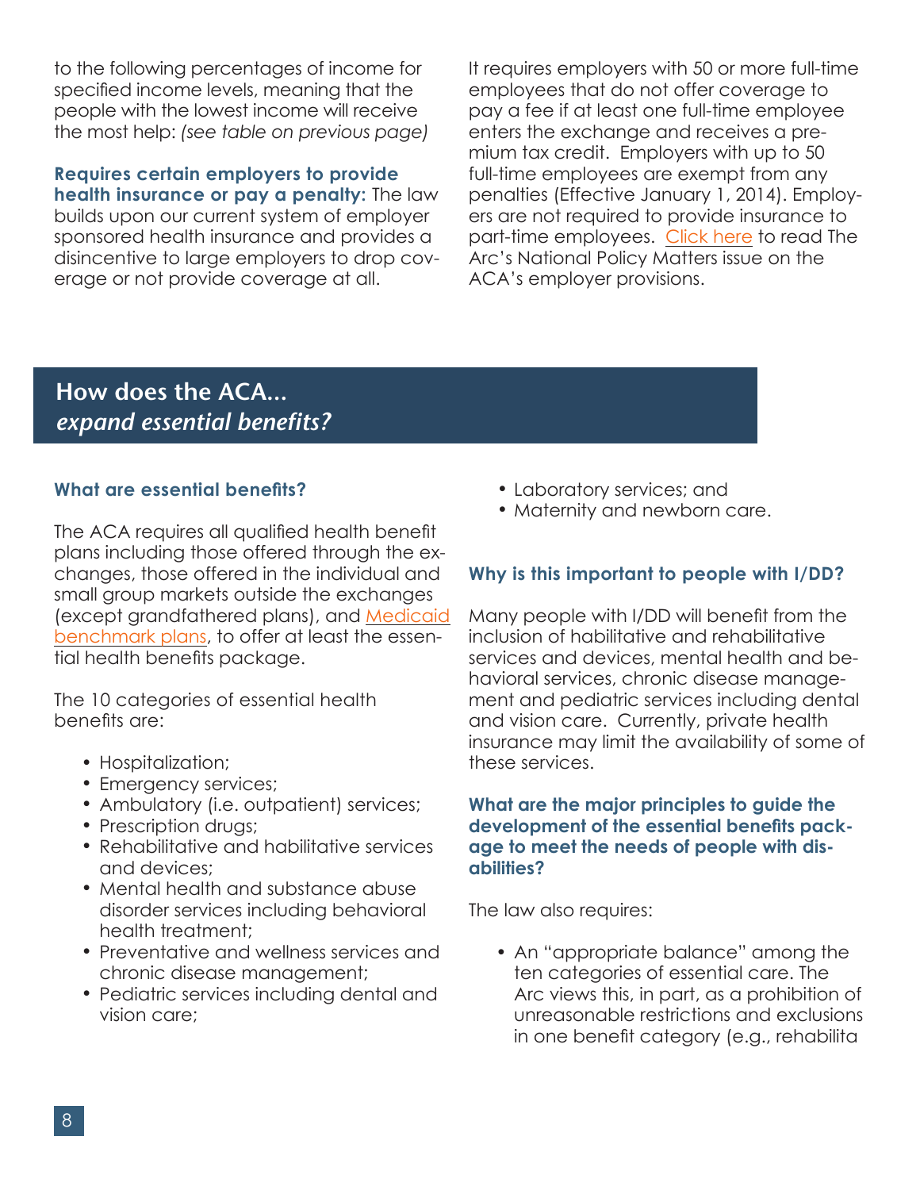to the following percentages of income for specified income levels, meaning that the people with the lowest income will receive the most help: *(see table on previous page)*

**Requires certain employers to provide health insurance or pay a penalty:** The law builds upon our current system of employer sponsored health insurance and provides a disincentive to large employers to drop coverage or not provide coverage at all.

It requires employers with 50 or more full-time employees that do not offer coverage to pay a fee if at least one full-time employee enters the exchange and receives a premium tax credit. Employers with up to 50 full-time employees are exempt from any penalties (Effective January 1, 2014). Employers are not required to provide insurance to part-time employees. Click here to read The Arc's National Policy Matters issue on the ACA's employer provisions.

## How does the ACA... *expand essential benefits?*

### What are essential benefits?

The ACA requires all qualified health benefit plans including those offered through the exchanges, those offered in the individual and small group markets outside the exchanges (except grandfathered plans), and Medicaid benchmark plans, to offer at least the essential health benefits package.

The 10 categories of essential health benefits are:

- Hospitalization;
- Emergency services;
- Ambulatory (i.e. outpatient) services;
- Prescription drugs;
- Rehabilitative and habilitative services and devices;
- Mental health and substance abuse disorder services including behavioral health treatment;
- Preventative and wellness services and chronic disease management;
- Pediatric services including dental and vision care;
- Laboratory services; and
- Maternity and newborn care.

### Why is this important to people with I/DD?

Many people with I/DD will benefit from the inclusion of habilitative and rehabilitative services and devices, mental health and behavioral services, chronic disease management and pediatric services including dental and vision care. Currently, private health insurance may limit the availability of some of these services.

### What are the major principles to guide the development of the essential benefits package to meet the needs of people with disabilities?

The law also requires:

- An "appropriate balance" among the ten categories of essential care. The Arc views this, in part, as a prohibition of unreasonable restrictions and exclusions in one benefit category (e.g., rehabilita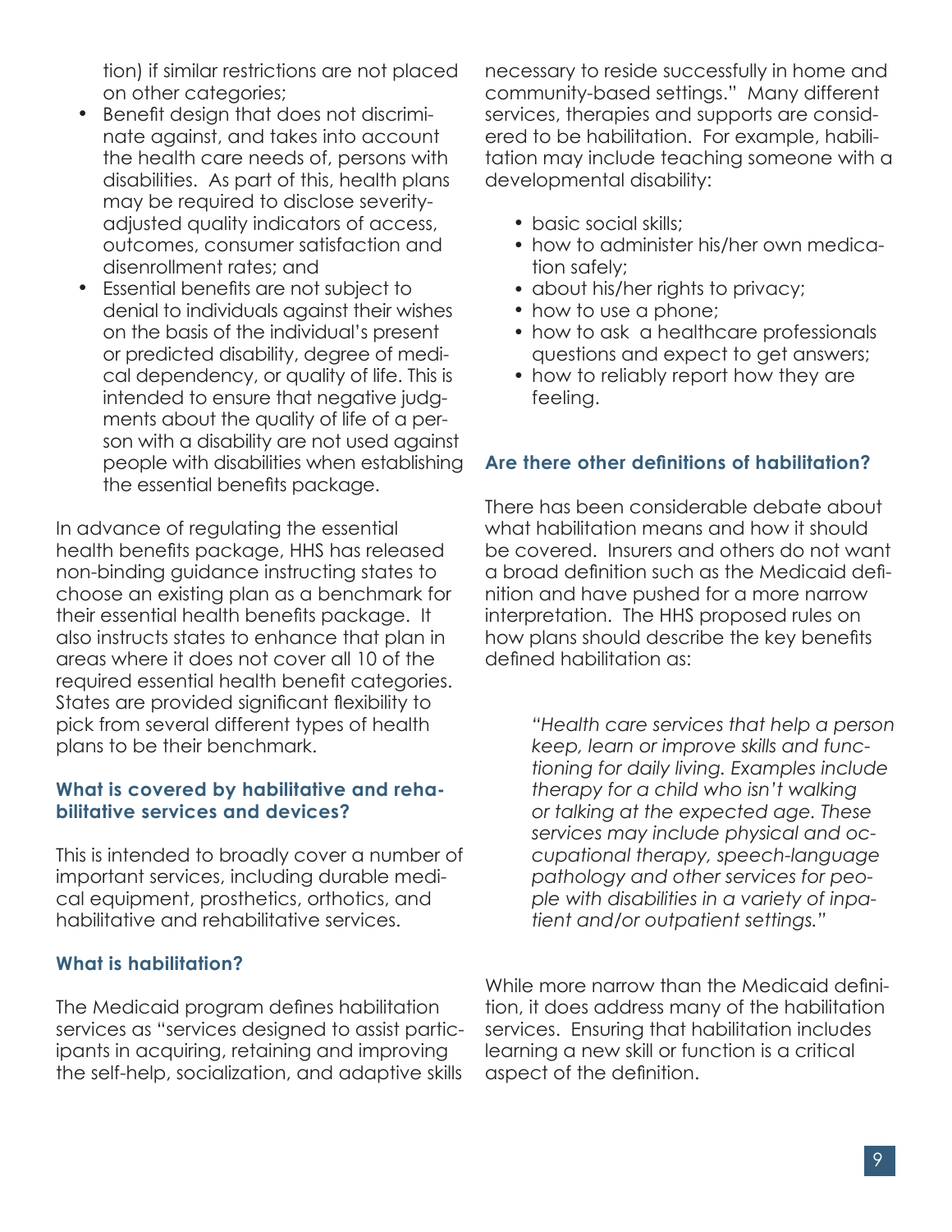tion) if similar restrictions are not placed on other categories;

- Benefit design that does not discriminate against, and takes into account the health care needs of, persons with disabilities. As part of this, health plans may be required to disclose severity-adjusted quality indicators of access, outcomes, consumer satisfaction and disenrollment rates; and
- Essential benefits are not subject to denial to individuals against their wishes on the basis of the individual's present or predicted disability, degree of medical dependency, or quality of life. This is intended to ensure that negative judgments about the quality of life of a person with a disability are not used against people with disabilities when establishing the essential benefits package.

In advance of regulating the essential health benefits package, HHS has released non-binding guidance instructing states to choose an existing plan as a benchmark for their essential health benefits package. It also instructs states to enhance that plan in areas where it does not cover all 10 of the required essential health benefit categories. States are provided significant flexibility to pick from several different types of health plans to be their benchmark.

### What is covered by habilitative and rehabilitative services and devices?

This is intended to broadly cover a number of important services, including durable medical equipment, prosthetics, orthotics, and habilitative and rehabilitative services.

### What is habilitation?

The Medicaid program defines habilitation services as "services designed to assist participants in acquiring, retaining and improving the self-help, socialization, and adaptive skills necessary to reside successfully in home and community-based settings." Many different services, therapies and supports are considered to be habilitation. For example, habilitation may include teaching someone with a developmental disability:

- basic social skills;
- how to administer his/her own medication safely;
- about his/her rights to privacy;
- how to use a phone;
- how to ask a healthcare professionals questions and expect to get answers;
- how to reliably report how they are feeling.

### Are there other definitions of habilitation?

There has been considerable debate about what habilitation means and how it should be covered. Insurers and others do not want a broad definition such as the Medicaid definition and have pushed for a more narrow interpretation. The HHS proposed rules on how plans should describe the key benefits defined habilitation as:

> *"Health care services that help a person keep, learn or improve skills and functioning for daily living. Examples include therapy for a child who isn't walking or talking at the expected age. These services may include physical and occupational therapy, speech-language pathology and other services for people with disabilities in a variety of inpatient and/or outpatient settings."*

While more narrow than the Medicaid definition, it does address many of the habilitation services. Ensuring that habilitation includes learning a new skill or function is a critical aspect of the definition.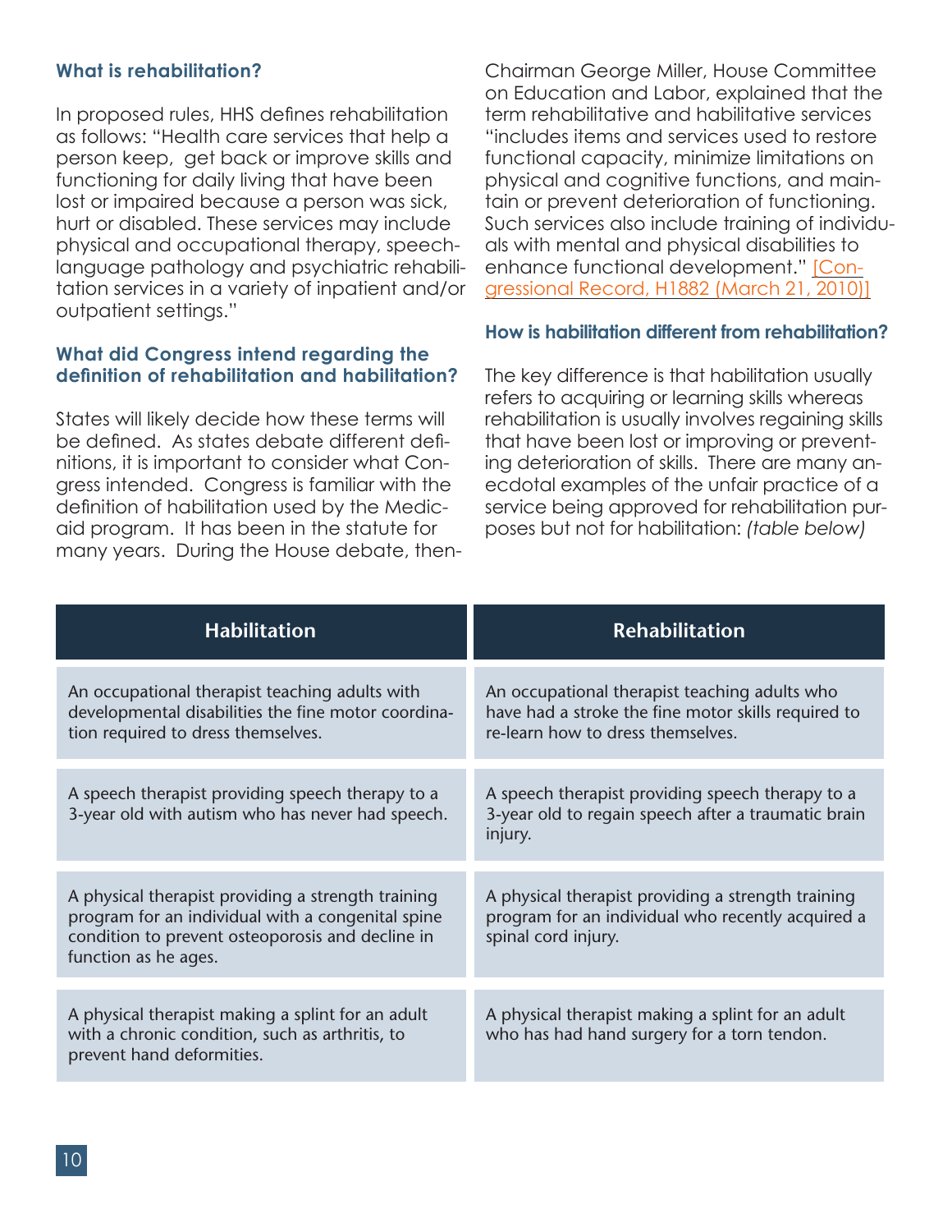### What is rehabilitation?

In proposed rules, HHS defines rehabilitation as follows: "Health care services that help a person keep, get back or improve skills and functioning for daily living that have been lost or impaired because a person was sick, hurt or disabled. These services may include physical and occupational therapy, speech-language pathology and psychiatric rehabilitation services in a variety of inpatient and/or outpatient settings."

### What did Congress intend regarding the definition of rehabilitation and habilitation?

States will likely decide how these terms will be defined. As states debate different definitions, it is important to consider what Congress intended. Congress is familiar with the definition of habilitation used by the Medicaid program. It has been in the statute for many years. During the House debate, then-Chairman George Miller, House Committee on Education and Labor, explained that the term rehabilitative and habilitative services "includes items and services used to restore functional capacity, minimize limitations on physical and cognitive functions, and maintain or prevent deterioration of functioning. Such services also include training of individuals with mental and physical disabilities to enhance functional development." [Congressional Record, H1882 (March 21, 2010)]

### How is habilitation different from rehabilitation?

The key difference is that habilitation usually refers to acquiring or learning skills whereas rehabilitation is usually involves regaining skills that have been lost or improving or preventing deterioration of skills. There are many anecdotal examples of the unfair practice of a service being approved for rehabilitation purposes but not for habilitation: *(table below)*

| Habilitation | Rehabilitation |
|---|---|
| An occupational therapist teaching adults with developmental disabilities the fine motor coordination required to dress themselves. | An occupational therapist teaching adults who have had a stroke the fine motor skills required to re-learn how to dress themselves. |
| A speech therapist providing speech therapy to a 3-year old with autism who has never had speech. | A speech therapist providing speech therapy to a 3-year old to regain speech after a traumatic brain injury. |
| A physical therapist providing a strength training program for an individual with a congenital spine condition to prevent osteoporosis and decline in function as he ages. | A physical therapist providing a strength training program for an individual who recently acquired a spinal cord injury. |
| A physical therapist making a splint for an adult with a chronic condition, such as arthritis, to prevent hand deformities. | A physical therapist making a splint for an adult who has had hand surgery for a torn tendon. |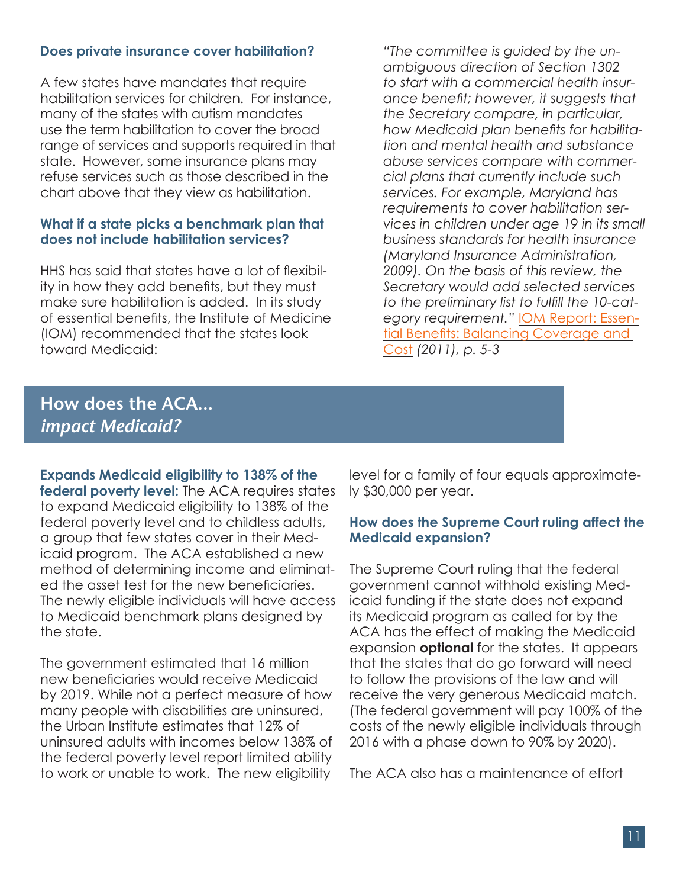### Does private insurance cover habilitation?

A few states have mandates that require habilitation services for children. For instance, many of the states with autism mandates use the term habilitation to cover the broad range of services and supports required in that state. However, some insurance plans may refuse services such as those described in the chart above that they view as habilitation.

### What if a state picks a benchmark plan that does not include habilitation services?

HHS has said that states have a lot of flexibility in how they add benefits, but they must make sure habilitation is added. In its study of essential benefits, the Institute of Medicine (IOM) recommended that the states look toward Medicaid:

> *"The committee is guided by the unambiguous direction of Section 1302 to start with a commercial health insurance benefit; however, it suggests that the Secretary compare, in particular, how Medicaid plan benefits for habilitation and mental health and substance abuse services compare with commercial plans that currently include such services. For example, Maryland has requirements to cover habilitation services in children under age 19 in its small business standards for health insurance (Maryland Insurance Administration, 2009). On the basis of this review, the Secretary would add selected services to the preliminary list to fulfill the 10-category requirement."* IOM Report: Essential Benefits: Balancing Coverage and Cost *(2011), p. 5-3*

## How does the ACA... *impact Medicaid?*

**Expands Medicaid eligibility to 138% of the federal poverty level:** The ACA requires states to expand Medicaid eligibility to 138% of the federal poverty level and to childless adults, a group that few states cover in their Medicaid program. The ACA established a new method of determining income and eliminated the asset test for the new beneficiaries. The newly eligible individuals will have access to Medicaid benchmark plans designed by the state.

The government estimated that 16 million new beneficiaries would receive Medicaid by 2019. While not a perfect measure of how many people with disabilities are uninsured, the Urban Institute estimates that 12% of uninsured adults with incomes below 138% of the federal poverty level report limited ability to work or unable to work. The new eligibility level for a family of four equals approximately $30,000 per year.

### How does the Supreme Court ruling affect the Medicaid expansion?

The Supreme Court ruling that the federal government cannot withhold existing Medicaid funding if the state does not expand its Medicaid program as called for by the ACA has the effect of making the Medicaid expansion **optional** for the states. It appears that the states that do go forward will need to follow the provisions of the law and will receive the very generous Medicaid match. (The federal government will pay 100% of the costs of the newly eligible individuals through 2016 with a phase down to 90% by 2020).

The ACA also has a maintenance of effort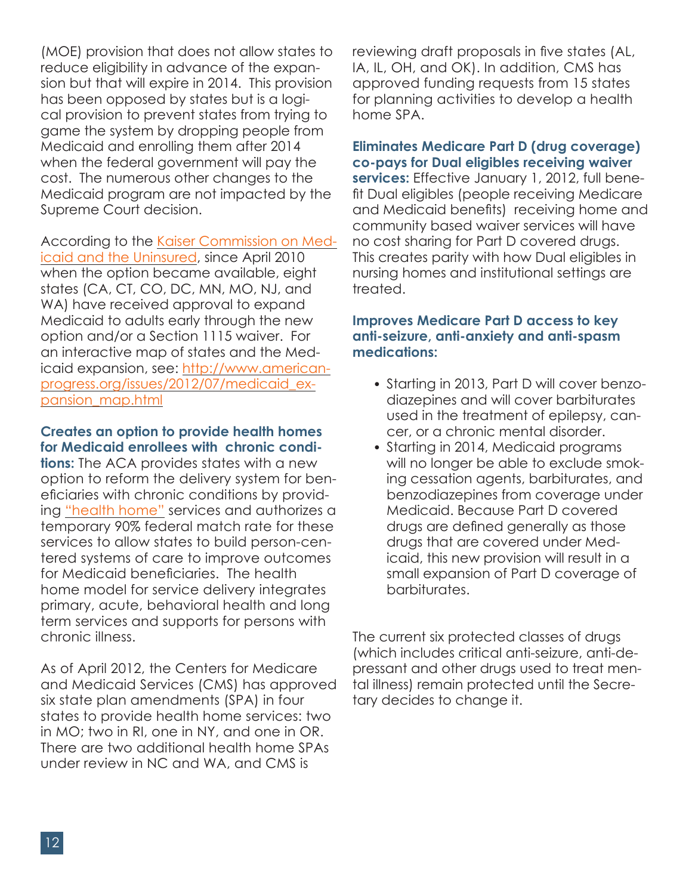(MOE) provision that does not allow states to reduce eligibility in advance of the expansion but that will expire in 2014. This provision has been opposed by states but is a logical provision to prevent states from trying to game the system by dropping people from Medicaid and enrolling them after 2014 when the federal government will pay the cost. The numerous other changes to the Medicaid program are not impacted by the Supreme Court decision.

According to the Kaiser Commission on Medicaid and the Uninsured, since April 2010 when the option became available, eight states (CA, CT, CO, DC, MN, MO, NJ, and WA) have received approval to expand Medicaid to adults early through the new option and/or a Section 1115 waiver. For an interactive map of states and the Medicaid expansion, see: http://www.americanprogress.org/issues/2012/07/medicaid_expansion_map.html

**Creates an option to provide health homes for Medicaid enrollees with chronic conditions:** The ACA provides states with a new option to reform the delivery system for beneficiaries with chronic conditions by providing "health home" services and authorizes a temporary 90% federal match rate for these services to allow states to build person-centered systems of care to improve outcomes for Medicaid beneficiaries. The health home model for service delivery integrates primary, acute, behavioral health and long term services and supports for persons with chronic illness.

As of April 2012, the Centers for Medicare and Medicaid Services (CMS) has approved six state plan amendments (SPA) in four states to provide health home services: two in MO; two in RI, one in NY, and one in OR. There are two additional health home SPAs under review in NC and WA, and CMS is reviewing draft proposals in five states (AL, IA, IL, OH, and OK). In addition, CMS has approved funding requests from 15 states for planning activities to develop a health home SPA.

**Eliminates Medicare Part D (drug coverage) co-pays for Dual eligibles receiving waiver services:** Effective January 1, 2012, full benefit Dual eligibles (people receiving Medicare and Medicaid benefits) receiving home and community based waiver services will have no cost sharing for Part D covered drugs. This creates parity with how Dual eligibles in nursing homes and institutional settings are treated.

**Improves Medicare Part D access to key anti-seizure, anti-anxiety and anti-spasm medications:**

- Starting in 2013, Part D will cover benzodiazepines and will cover barbiturates used in the treatment of epilepsy, cancer, or a chronic mental disorder.
- Starting in 2014, Medicaid programs will no longer be able to exclude smoking cessation agents, barbiturates, and benzodiazepines from coverage under Medicaid. Because Part D covered drugs are defined generally as those drugs that are covered under Medicaid, this new provision will result in a small expansion of Part D coverage of barbiturates.

The current six protected classes of drugs (which includes critical anti-seizure, anti-depressant and other drugs used to treat mental illness) remain protected until the Secretary decides to change it.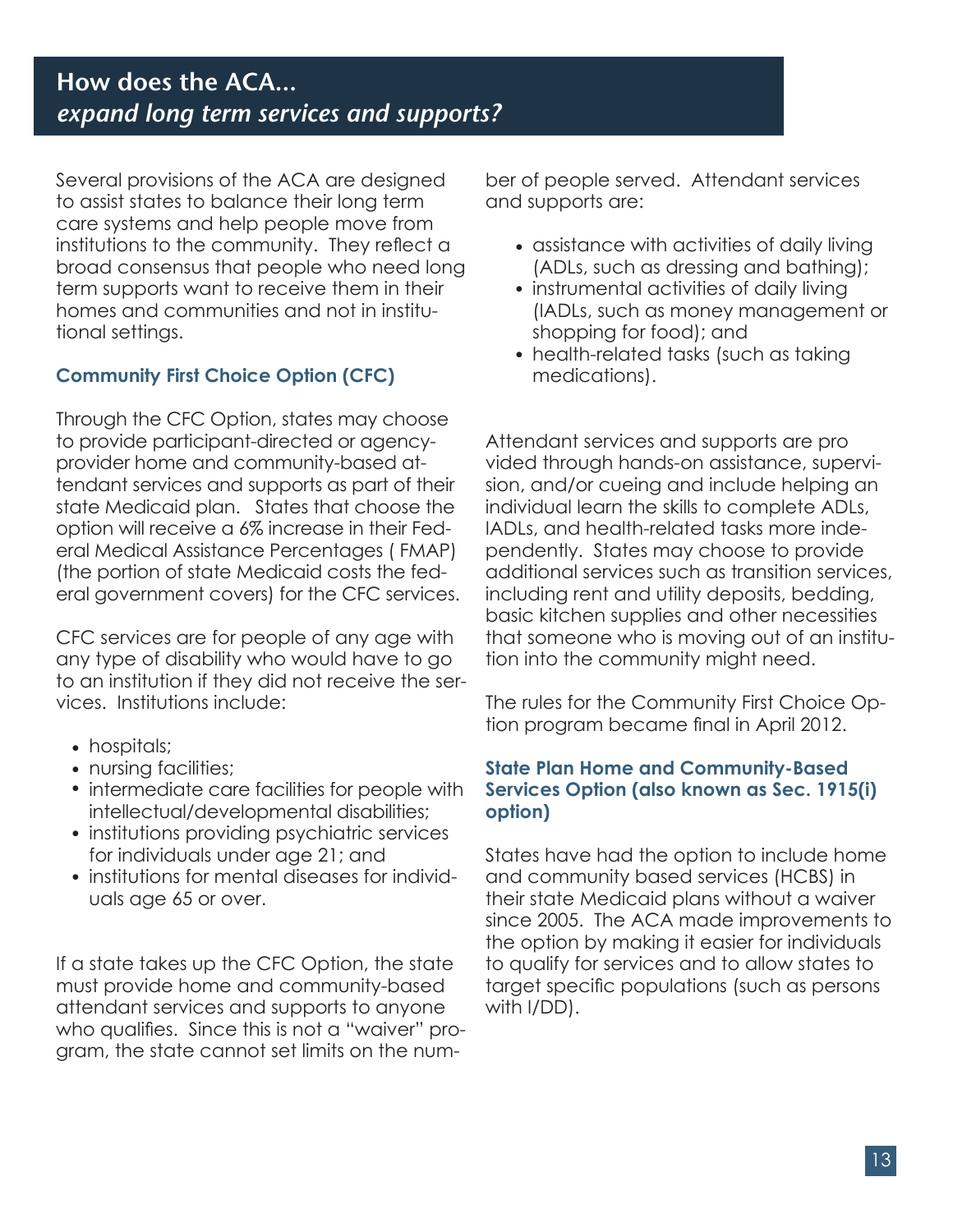## How does the ACA...
## *expand long term services and supports?*

Several provisions of the ACA are designed to assist states to balance their long term care systems and help people move from institutions to the community. They reflect a broad consensus that people who need long term supports want to receive them in their homes and communities and not in institutional settings.

### Community First Choice Option (CFC)

Through the CFC Option, states may choose to provide participant-directed or agency-provider home and community-based attendant services and supports as part of their state Medicaid plan. States that choose the option will receive a 6% increase in their Federal Medical Assistance Percentages ( FMAP) (the portion of state Medicaid costs the federal government covers) for the CFC services.

CFC services are for people of any age with any type of disability who would have to go to an institution if they did not receive the services. Institutions include:

- hospitals;
- nursing facilities;
- intermediate care facilities for people with intellectual/developmental disabilities;
- institutions providing psychiatric services for individuals under age 21; and
- institutions for mental diseases for individuals age 65 or over.

If a state takes up the CFC Option, the state must provide home and community-based attendant services and supports to anyone who qualifies. Since this is not a "waiver" program, the state cannot set limits on the number of people served. Attendant services and supports are:

- assistance with activities of daily living (ADLs, such as dressing and bathing);
- instrumental activities of daily living (IADLs, such as money management or shopping for food); and
- health-related tasks (such as taking medications).

Attendant services and supports are provided through hands-on assistance, supervision, and/or cueing and include helping an individual learn the skills to complete ADLs, IADLs, and health-related tasks more independently. States may choose to provide additional services such as transition services, including rent and utility deposits, bedding, basic kitchen supplies and other necessities that someone who is moving out of an institution into the community might need.

The rules for the Community First Choice Option program became final in April 2012.

### State Plan Home and Community-Based Services Option (also known as Sec. 1915(i) option)

States have had the option to include home and community based services (HCBS) in their state Medicaid plans without a waiver since 2005. The ACA made improvements to the option by making it easier for individuals to qualify for services and to allow states to target specific populations (such as persons with I/DD).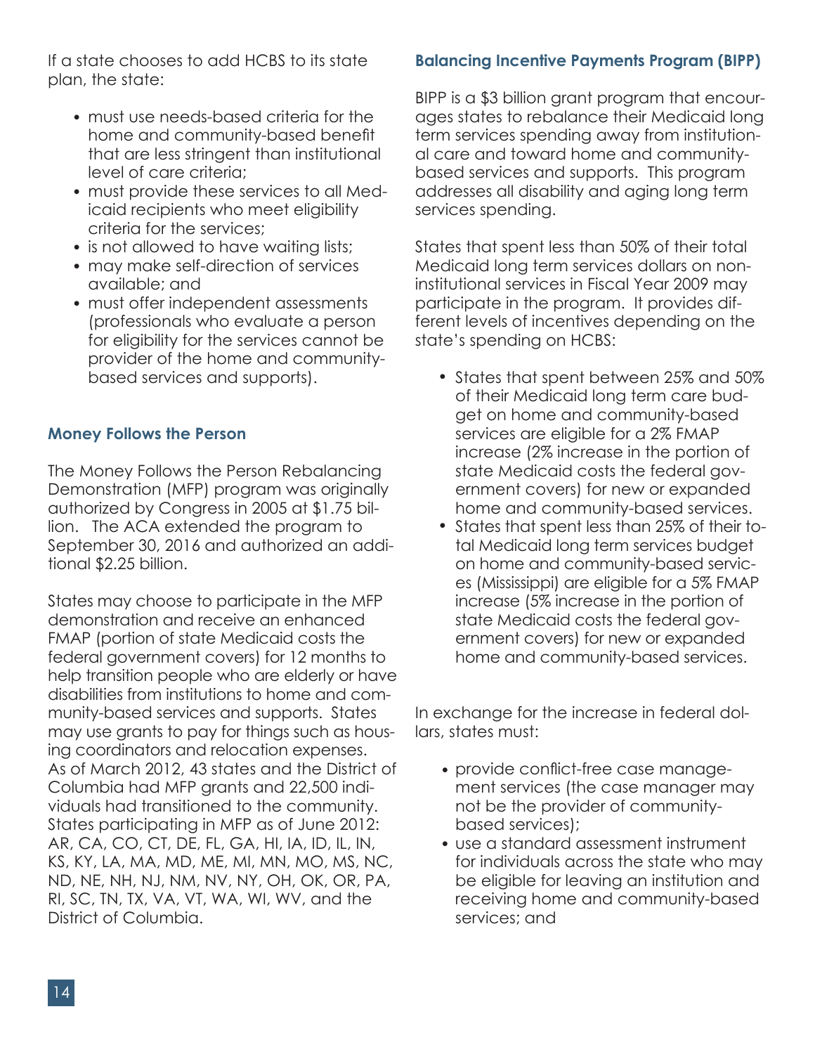If a state chooses to add HCBS to its state plan, the state:

- must use needs-based criteria for the home and community-based benefit that are less stringent than institutional level of care criteria;
- must provide these services to all Medicaid recipients who meet eligibility criteria for the services;
- is not allowed to have waiting lists;
- may make self-direction of services available; and
- must offer independent assessments (professionals who evaluate a person for eligibility for the services cannot be provider of the home and community-based services and supports).

### Money Follows the Person

The Money Follows the Person Rebalancing Demonstration (MFP) program was originally authorized by Congress in 2005 at $1.75 billion. The ACA extended the program to September 30, 2016 and authorized an additional $2.25 billion.

States may choose to participate in the MFP demonstration and receive an enhanced FMAP (portion of state Medicaid costs the federal government covers) for 12 months to help transition people who are elderly or have disabilities from institutions to home and community-based services and supports. States may use grants to pay for things such as housing coordinators and relocation expenses. As of March 2012, 43 states and the District of Columbia had MFP grants and 22,500 individuals had transitioned to the community. States participating in MFP as of June 2012: AR, CA, CO, CT, DE, FL, GA, HI, IA, ID, IL, IN, KS, KY, LA, MA, MD, ME, MI, MN, MO, MS, NC, ND, NE, NH, NJ, NM, NV, NY, OH, OK, OR, PA, RI, SC, TN, TX, VA, VT, WA, WI, WV, and the District of Columbia.

### Balancing Incentive Payments Program (BIPP)

BIPP is a $3 billion grant program that encourages states to rebalance their Medicaid long term services spending away from institutional care and toward home and community-based services and supports. This program addresses all disability and aging long term services spending.

States that spent less than 50% of their total Medicaid long term services dollars on non-institutional services in Fiscal Year 2009 may participate in the program. It provides different levels of incentives depending on the state's spending on HCBS:

- States that spent between 25% and 50% of their Medicaid long term care budget on home and community-based services are eligible for a 2% FMAP increase (2% increase in the portion of state Medicaid costs the federal government covers) for new or expanded home and community-based services.
- States that spent less than 25% of their total Medicaid long term services budget on home and community-based services (Mississippi) are eligible for a 5% FMAP increase (5% increase in the portion of state Medicaid costs the federal government covers) for new or expanded home and community-based services.

In exchange for the increase in federal dollars, states must:

- provide conflict-free case management services (the case manager may not be the provider of community-based services);
- use a standard assessment instrument for individuals across the state who may be eligible for leaving an institution and receiving home and community-based services; and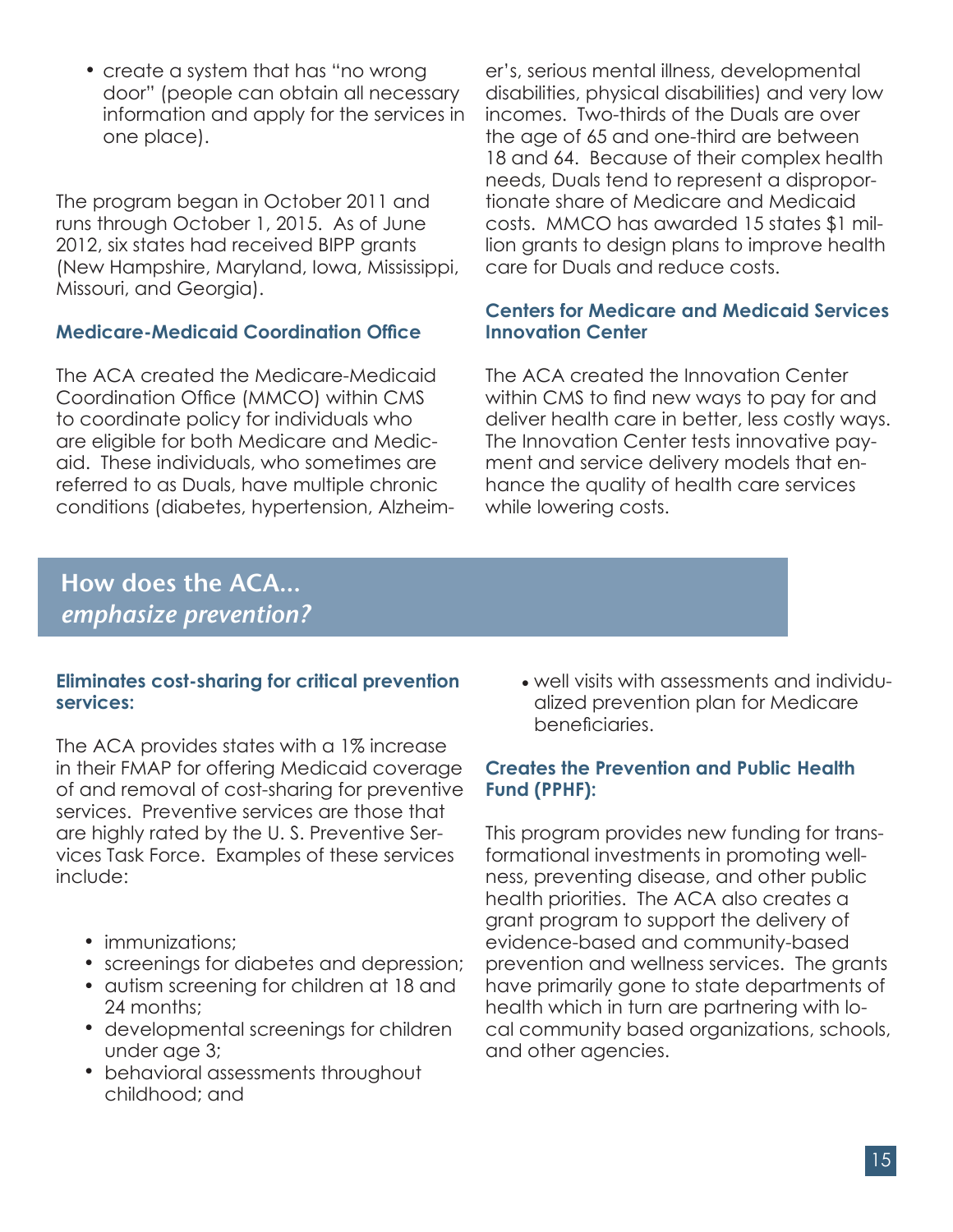- create a system that has "no wrong door" (people can obtain all necessary information and apply for the services in one place).

The program began in October 2011 and runs through October 1, 2015. As of June 2012, six states had received BIPP grants (New Hampshire, Maryland, Iowa, Mississippi, Missouri, and Georgia).

### Medicare-Medicaid Coordination Office

The ACA created the Medicare-Medicaid Coordination Office (MMCO) within CMS to coordinate policy for individuals who are eligible for both Medicare and Medicaid. These individuals, who sometimes are referred to as Duals, have multiple chronic conditions (diabetes, hypertension, Alzheimer's, serious mental illness, developmental disabilities, physical disabilities) and very low incomes. Two-thirds of the Duals are over the age of 65 and one-third are between 18 and 64. Because of their complex health needs, Duals tend to represent a disproportionate share of Medicare and Medicaid costs. MMCO has awarded 15 states $1 million grants to design plans to improve health care for Duals and reduce costs.

### Centers for Medicare and Medicaid Services Innovation Center

The ACA created the Innovation Center within CMS to find new ways to pay for and deliver health care in better, less costly ways. The Innovation Center tests innovative payment and service delivery models that enhance the quality of health care services while lowering costs.

## How does the ACA... *emphasize prevention?*

### Eliminates cost-sharing for critical prevention services:

The ACA provides states with a 1% increase in their FMAP for offering Medicaid coverage of and removal of cost-sharing for preventive services. Preventive services are those that are highly rated by the U. S. Preventive Services Task Force. Examples of these services include:

- immunizations;
- screenings for diabetes and depression;
- autism screening for children at 18 and 24 months;
- developmental screenings for children under age 3;
- behavioral assessments throughout childhood; and
- well visits with assessments and individualized prevention plan for Medicare beneficiaries.

### Creates the Prevention and Public Health Fund (PPHF):

This program provides new funding for transformational investments in promoting wellness, preventing disease, and other public health priorities. The ACA also creates a grant program to support the delivery of evidence-based and community-based prevention and wellness services. The grants have primarily gone to state departments of health which in turn are partnering with local community based organizations, schools, and other agencies.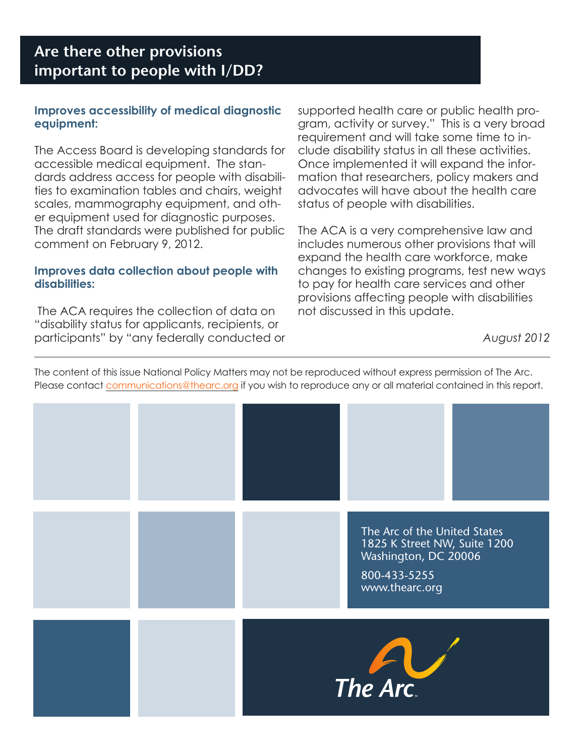## Are there other provisions important to people with I/DD?

**Improves accessibility of medical diagnostic equipment:**

The Access Board is developing standards for accessible medical equipment. The standards address access for people with disabilities to examination tables and chairs, weight scales, mammography equipment, and other equipment used for diagnostic purposes. The draft standards were published for public comment on February 9, 2012.

**Improves data collection about people with disabilities:**

The ACA requires the collection of data on "disability status for applicants, recipients, or participants" by "any federally conducted or supported health care or public health program, activity or survey." This is a very broad requirement and will take some time to include disability status in all these activities. Once implemented it will expand the information that researchers, policy makers and advocates will have about the health care status of people with disabilities.

The ACA is a very comprehensive law and includes numerous other provisions that will expand the health care workforce, make changes to existing programs, test new ways to pay for health care services and other provisions affecting people with disabilities not discussed in this update.

*August 2012*

---

The content of this issue National Policy Matters may not be reproduced without express permission of The Arc. Please contact communications@thearc.org if you wish to reproduce any or all material contained in this report.

The Arc of the United States
1825 K Street NW, Suite 1200
Washington, DC 20006

800-433-5255
www.thearc.org

The Arc